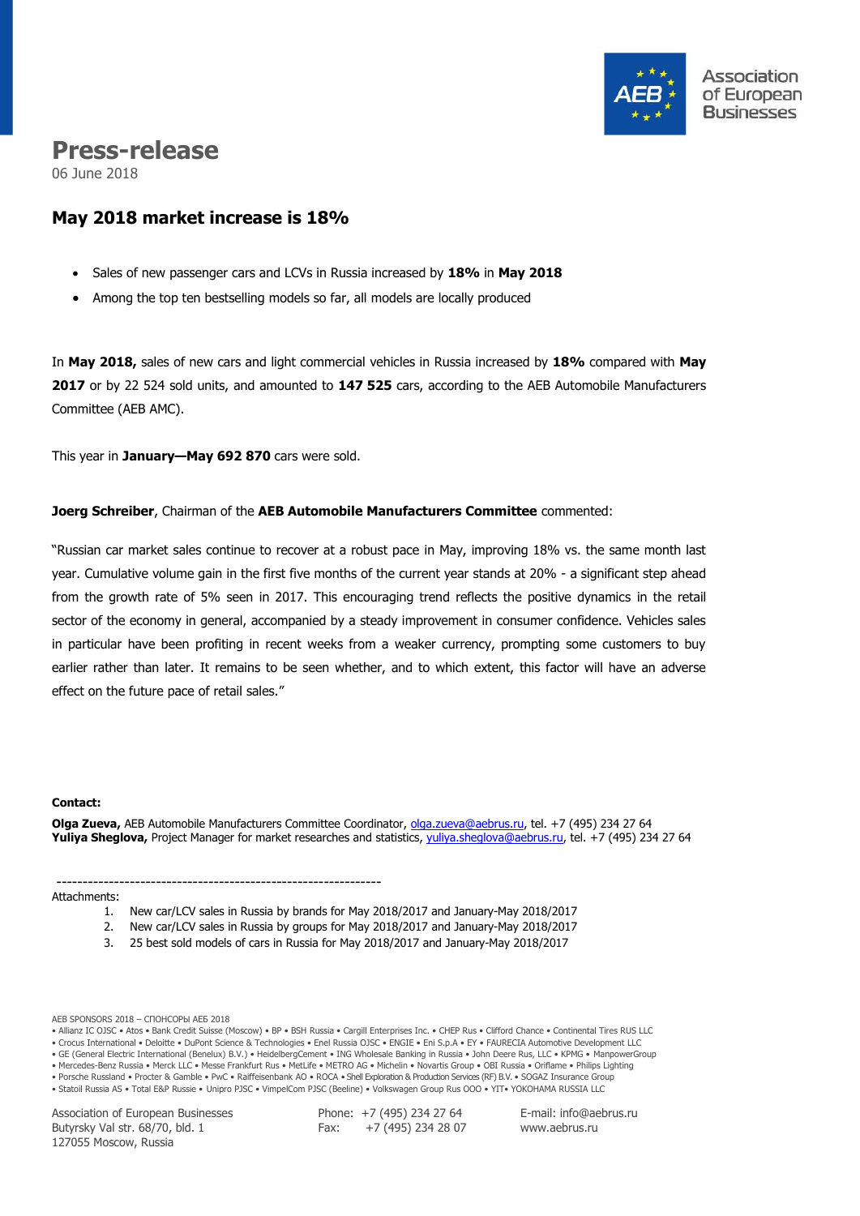# Press-release

06 June 2018

## May 2018 market increase is 18%

- Sales of new passenger cars and LCVs in Russia increased by **18%** in **May 2018**
- Among the top ten bestselling models so far, all models are locally produced

In **May 2018,** sales of new cars and light commercial vehicles in Russia increased by **18%** compared with **May 2017** or by 22 524 sold units, and amounted to **147 525** cars, according to the AEB Automobile Manufacturers Committee (AEB AMC).

This year in **January—May 692 870** cars were sold.

**Joerg Schreiber**, Chairman of the **AEB Automobile Manufacturers Committee** commented:

"Russian car market sales continue to recover at a robust pace in May, improving 18% vs. the same month last year. Cumulative volume gain in the first five months of the current year stands at 20% - a significant step ahead from the growth rate of 5% seen in 2017. This encouraging trend reflects the positive dynamics in the retail sector of the economy in general, accompanied by a steady improvement in consumer confidence. Vehicles sales in particular have been profiting in recent weeks from a weaker currency, prompting some customers to buy earlier rather than later. It remains to be seen whether, and to which extent, this factor will have an adverse effect on the future pace of retail sales."

**Contact:**

**Olga Zueva,** AEB Automobile Manufacturers Committee Coordinator, olga.zueva@aebrus.ru, tel. +7 (495) 234 27 64
**Yuliya Sheglova,** Project Manager for market researches and statistics, yuliya.sheglova@aebrus.ru, tel. +7 (495) 234 27 64

---

Attachments:

1. New car/LCV sales in Russia by brands for May 2018/2017 and January-May 2018/2017
2. New car/LCV sales in Russia by groups for May 2018/2017 and January-May 2018/2017
3. 25 best sold models of cars in Russia for May 2018/2017 and January-May 2018/2017

AEB SPONSORS 2018 – СПОНСОРЫ АЕБ 2018
• Allianz IC OJSC • Atos • Bank Credit Suisse (Moscow) • BP • BSH Russia • Cargill Enterprises Inc. • CHEP Rus • Clifford Chance • Continental Tires RUS LLC
• Crocus International • Deloitte • DuPont Science & Technologies • Enel Russia OJSC • ENGIE • Eni S.p.A • EY • FAURECIA Automotive Development LLC
• GE (General Electric International (Benelux) B.V.) • HeidelbergCement • ING Wholesale Banking in Russia • John Deere Rus, LLC • KPMG • ManpowerGroup
• Mercedes-Benz Russia • Merck LLC • Messe Frankfurt Rus • MetLife • METRO AG • Michelin • Novartis Group • OBI Russia • Oriflame • Philips Lighting
• Porsche Russland • Procter & Gamble • PwC • Raiffeisenbank AO • ROCA • Shell Exploration & Production Services (RF) B.V. • SOGAZ Insurance Group
• Statoil Russia AS • Total E&P Russie • Unipro PJSC • VimpelCom PJSC (Beeline) • Volkswagen Group Rus OOO • YIT• YOKOHAMA RUSSIA LLC

Association of European Businesses
Butyrsky Val str. 68/70, bld. 1
127055 Moscow, Russia

Phone: +7 (495) 234 27 64
Fax: +7 (495) 234 28 07

E-mail: info@aebrus.ru
www.aebrus.ru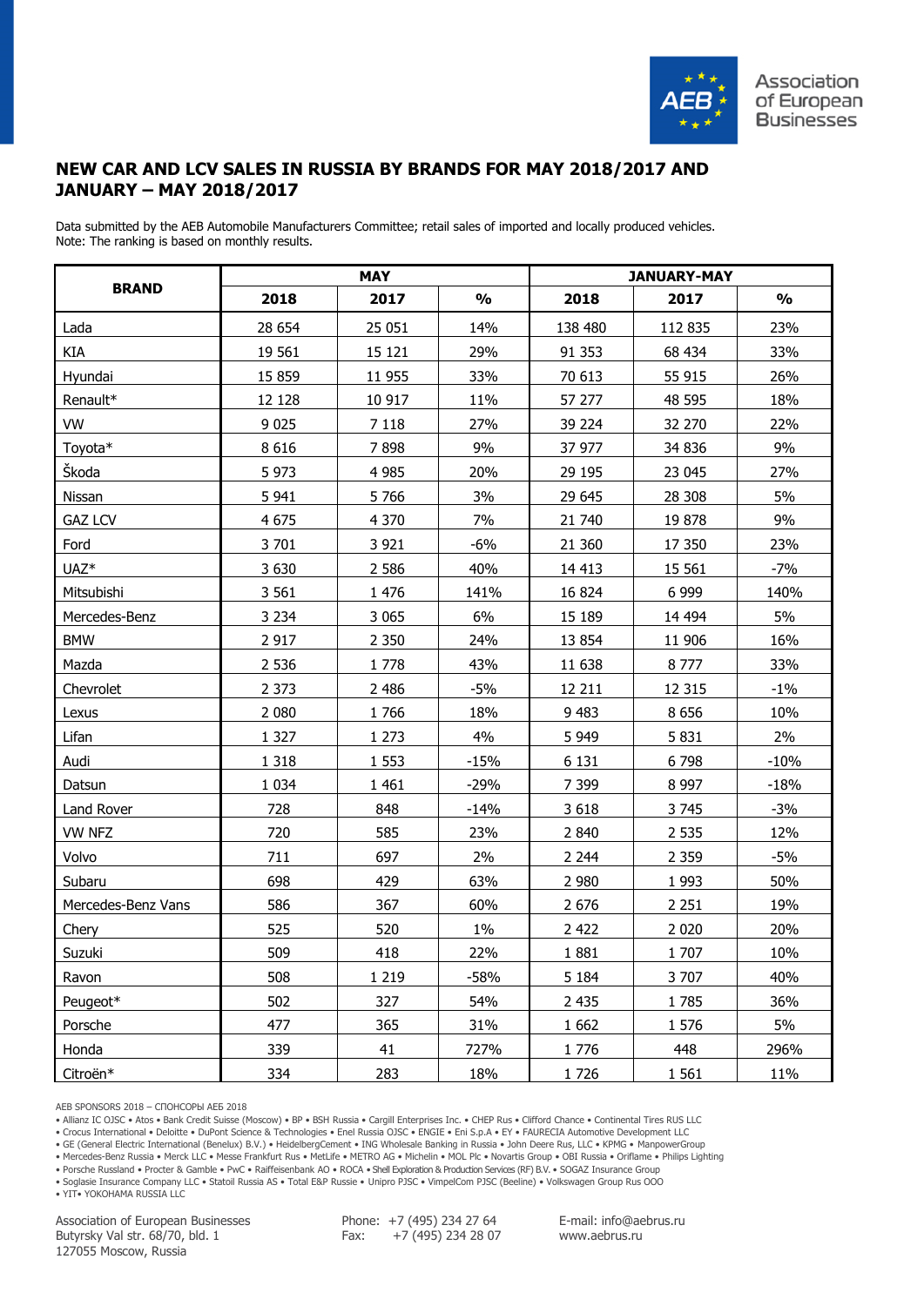# NEW CAR AND LCV SALES IN RUSSIA BY BRANDS FOR MAY 2018/2017 AND JANUARY – MAY 2018/2017

Data submitted by the AEB Automobile Manufacturers Committee; retail sales of imported and locally produced vehicles.
Note: The ranking is based on monthly results.

| BRAND | MAY | | | JANUARY-MAY | | |
|---|---|---|---|---|---|---|
| | 2018 | 2017 | % | 2018 | 2017 | % |
| Lada | 28 654 | 25 051 | 14% | 138 480 | 112 835 | 23% |
| KIA | 19 561 | 15 121 | 29% | 91 353 | 68 434 | 33% |
| Hyundai | 15 859 | 11 955 | 33% | 70 613 | 55 915 | 26% |
| Renault* | 12 128 | 10 917 | 11% | 57 277 | 48 595 | 18% |
| VW | 9 025 | 7 118 | 27% | 39 224 | 32 270 | 22% |
| Toyota* | 8 616 | 7 898 | 9% | 37 977 | 34 836 | 9% |
| Škoda | 5 973 | 4 985 | 20% | 29 195 | 23 045 | 27% |
| Nissan | 5 941 | 5 766 | 3% | 29 645 | 28 308 | 5% |
| GAZ LCV | 4 675 | 4 370 | 7% | 21 740 | 19 878 | 9% |
| Ford | 3 701 | 3 921 | -6% | 21 360 | 17 350 | 23% |
| UAZ* | 3 630 | 2 586 | 40% | 14 413 | 15 561 | -7% |
| Mitsubishi | 3 561 | 1 476 | 141% | 16 824 | 6 999 | 140% |
| Mercedes-Benz | 3 234 | 3 065 | 6% | 15 189 | 14 494 | 5% |
| BMW | 2 917 | 2 350 | 24% | 13 854 | 11 906 | 16% |
| Mazda | 2 536 | 1 778 | 43% | 11 638 | 8 777 | 33% |
| Chevrolet | 2 373 | 2 486 | -5% | 12 211 | 12 315 | -1% |
| Lexus | 2 080 | 1 766 | 18% | 9 483 | 8 656 | 10% |
| Lifan | 1 327 | 1 273 | 4% | 5 949 | 5 831 | 2% |
| Audi | 1 318 | 1 553 | -15% | 6 131 | 6 798 | -10% |
| Datsun | 1 034 | 1 461 | -29% | 7 399 | 8 997 | -18% |
| Land Rover | 728 | 848 | -14% | 3 618 | 3 745 | -3% |
| VW NFZ | 720 | 585 | 23% | 2 840 | 2 535 | 12% |
| Volvo | 711 | 697 | 2% | 2 244 | 2 359 | -5% |
| Subaru | 698 | 429 | 63% | 2 980 | 1 993 | 50% |
| Mercedes-Benz Vans | 586 | 367 | 60% | 2 676 | 2 251 | 19% |
| Chery | 525 | 520 | 1% | 2 422 | 2 020 | 20% |
| Suzuki | 509 | 418 | 22% | 1 881 | 1 707 | 10% |
| Ravon | 508 | 1 219 | -58% | 5 184 | 3 707 | 40% |
| Peugeot* | 502 | 327 | 54% | 2 435 | 1 785 | 36% |
| Porsche | 477 | 365 | 31% | 1 662 | 1 576 | 5% |
| Honda | 339 | 41 | 727% | 1 776 | 448 | 296% |
| Citroën* | 334 | 283 | 18% | 1 726 | 1 561 | 11% |

AEB SPONSORS 2018 – СПОНСОРЫ АЕБ 2018
• Allianz IC OJSC • Atos • Bank Credit Suisse (Moscow) • BP • BSH Russia • Cargill Enterprises Inc. • CHEP Rus • Clifford Chance • Continental Tires RUS LLC
• Crocus International • Deloitte • DuPont Science & Technologies • Enel Russia OJSC • ENGIE • Eni S.p.A • EY • FAURECIA Automotive Development LLC
• GE (General Electric International (Benelux) B.V.) • HeidelbergCement • ING Wholesale Banking in Russia • John Deere Rus, LLC • KPMG • ManpowerGroup
• Mercedes-Benz Russia • Merck LLC • Messe Frankfurt Rus • MetLife • METRO AG • Michelin • MOL Plc • Novartis Group • OBI Russia • Oriflame • Philips Lighting
• Porsche Russland • Procter & Gamble • PwC • Raiffeisenbank AO • ROCA • Shell Exploration & Production Services (RF) B.V. • SOGAZ Insurance Group
• Soglasie Insurance Company LLC • Statoil Russia AS • Total E&P Russie • Unipro PJSC • VimpelCom PJSC (Beeline) • Volkswagen Group Rus OOO
• YIT• YOKOHAMA RUSSIA LLC

Association of European Businesses
Butyrsky Val str. 68/70, bld. 1
127055 Moscow, Russia

Phone: +7 (495) 234 27 64
Fax: +7 (495) 234 28 07

E-mail: info@aebrus.ru
www.aebrus.ru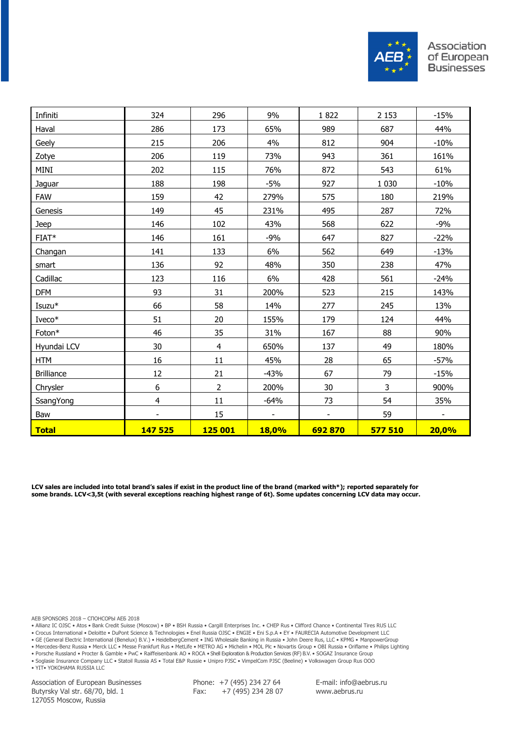| | | | | | | |
|---|---|---|---|---|---|---|
| Infiniti | 324 | 296 | 9% | 1 822 | 2 153 | -15% |
| Haval | 286 | 173 | 65% | 989 | 687 | 44% |
| Geely | 215 | 206 | 4% | 812 | 904 | -10% |
| Zotye | 206 | 119 | 73% | 943 | 361 | 161% |
| MINI | 202 | 115 | 76% | 872 | 543 | 61% |
| Jaguar | 188 | 198 | -5% | 927 | 1 030 | -10% |
| FAW | 159 | 42 | 279% | 575 | 180 | 219% |
| Genesis | 149 | 45 | 231% | 495 | 287 | 72% |
| Jeep | 146 | 102 | 43% | 568 | 622 | -9% |
| FIAT* | 146 | 161 | -9% | 647 | 827 | -22% |
| Changan | 141 | 133 | 6% | 562 | 649 | -13% |
| smart | 136 | 92 | 48% | 350 | 238 | 47% |
| Cadillac | 123 | 116 | 6% | 428 | 561 | -24% |
| DFM | 93 | 31 | 200% | 523 | 215 | 143% |
| Isuzu* | 66 | 58 | 14% | 277 | 245 | 13% |
| Iveco* | 51 | 20 | 155% | 179 | 124 | 44% |
| Foton* | 46 | 35 | 31% | 167 | 88 | 90% |
| Hyundai LCV | 30 | 4 | 650% | 137 | 49 | 180% |
| HTM | 16 | 11 | 45% | 28 | 65 | -57% |
| Brilliance | 12 | 21 | -43% | 67 | 79 | -15% |
| Chrysler | 6 | 2 | 200% | 30 | 3 | 900% |
| SsangYong | 4 | 11 | -64% | 73 | 54 | 35% |
| Baw | - | 15 | - | - | 59 | - |
| **Total** | **147 525** | **125 001** | **18,0%** | **692 870** | **577 510** | **20,0%** |

**LCV sales are included into total brand's sales if exist in the product line of the brand (marked with*); reported separately for some brands. LCV<3,5t (with several exceptions reaching highest range of 6t). Some updates concerning LCV data may occur.**

AEB SPONSORS 2018 – СПОНСОРЫ АЕБ 2018
• Allianz IC OJSC • Atos • Bank Credit Suisse (Moscow) • BP • BSH Russia • Cargill Enterprises Inc. • CHEP Rus • Clifford Chance • Continental Tires RUS LLC
• Crocus International • Deloitte • DuPont Science & Technologies • Enel Russia OJSC • ENGIE • Eni S.p.A • EY • FAURECIA Automotive Development LLC
• GE (General Electric International (Benelux) B.V.) • HeidelbergCement • ING Wholesale Banking in Russia • John Deere Rus, LLC • KPMG • ManpowerGroup
• Mercedes-Benz Russia • Merck LLC • Messe Frankfurt Rus • MetLife • METRO AG • Michelin • MOL Plc • Novartis Group • OBI Russia • Oriflame • Philips Lighting
• Porsche Russland • Procter & Gamble • PwC • Raiffeisenbank AO • ROCA • Shell Exploration & Production Services (RF) B.V. • SOGAZ Insurance Group
• Soglasie Insurance Company LLC • Statoil Russia AS • Total E&P Russie • Unipro PJSC • VimpelCom PJSC (Beeline) • Volkswagen Group Rus OOO
• YIT• YOKOHAMA RUSSIA LLC

Association of European Businesses
Butyrsky Val str. 68/70, bld. 1
127055 Moscow, Russia

Phone: +7 (495) 234 27 64
Fax: +7 (495) 234 28 07

E-mail: info@aebrus.ru
www.aebrus.ru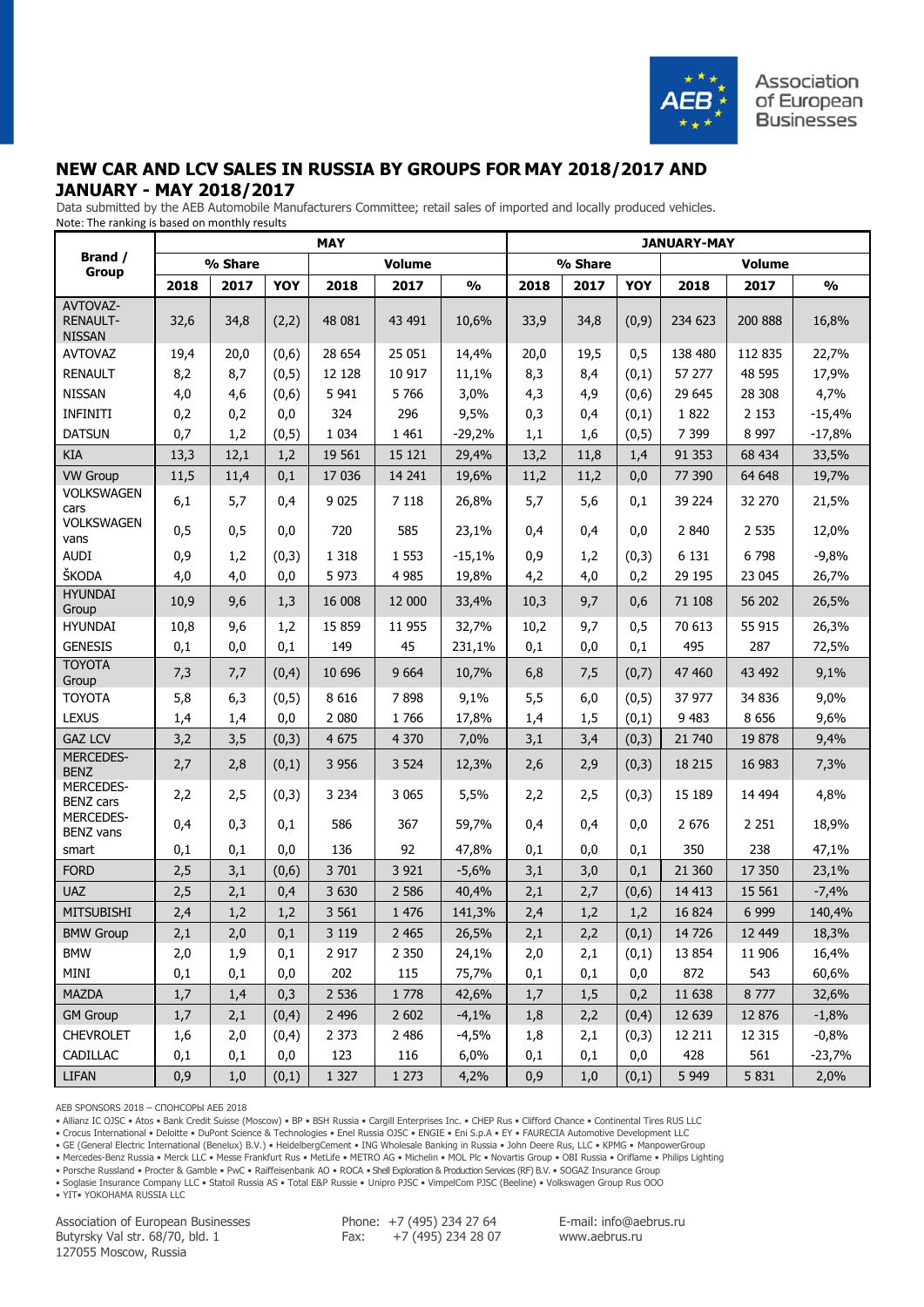# NEW CAR AND LCV SALES IN RUSSIA BY GROUPS FOR MAY 2018/2017 AND JANUARY - MAY 2018/2017

Data submitted by the AEB Automobile Manufacturers Committee; retail sales of imported and locally produced vehicles.
Note: The ranking is based on monthly results

| Brand / Group | MAY | | | | | | JANUARY-MAY | | | | | |
|---|---|---|---|---|---|---|---|---|---|---|---|---|
| | % Share | | | Volume | | | % Share | | | Volume | | |
| | 2018 | 2017 | YOY | 2018 | 2017 | % | 2018 | 2017 | YOY | 2018 | 2017 | % |
| AVTOVAZ-RENAULT-NISSAN | 32,6 | 34,8 | (2,2) | 48 081 | 43 491 | 10,6% | 33,9 | 34,8 | (0,9) | 234 623 | 200 888 | 16,8% |
| AVTOVAZ | 19,4 | 20,0 | (0,6) | 28 654 | 25 051 | 14,4% | 20,0 | 19,5 | 0,5 | 138 480 | 112 835 | 22,7% |
| RENAULT | 8,2 | 8,7 | (0,5) | 12 128 | 10 917 | 11,1% | 8,3 | 8,4 | (0,1) | 57 277 | 48 595 | 17,9% |
| NISSAN | 4,0 | 4,6 | (0,6) | 5 941 | 5 766 | 3,0% | 4,3 | 4,9 | (0,6) | 29 645 | 28 308 | 4,7% |
| INFINITI | 0,2 | 0,2 | 0,0 | 324 | 296 | 9,5% | 0,3 | 0,4 | (0,1) | 1 822 | 2 153 | -15,4% |
| DATSUN | 0,7 | 1,2 | (0,5) | 1 034 | 1 461 | -29,2% | 1,1 | 1,6 | (0,5) | 7 399 | 8 997 | -17,8% |
| KIA | 13,3 | 12,1 | 1,2 | 19 561 | 15 121 | 29,4% | 13,2 | 11,8 | 1,4 | 91 353 | 68 434 | 33,5% |
| VW Group | 11,5 | 11,4 | 0,1 | 17 036 | 14 241 | 19,6% | 11,2 | 11,2 | 0,0 | 77 390 | 64 648 | 19,7% |
| VOLKSWAGEN cars | 6,1 | 5,7 | 0,4 | 9 025 | 7 118 | 26,8% | 5,7 | 5,6 | 0,1 | 39 224 | 32 270 | 21,5% |
| VOLKSWAGEN vans | 0,5 | 0,5 | 0,0 | 720 | 585 | 23,1% | 0,4 | 0,4 | 0,0 | 2 840 | 2 535 | 12,0% |
| AUDI | 0,9 | 1,2 | (0,3) | 1 318 | 1 553 | -15,1% | 0,9 | 1,2 | (0,3) | 6 131 | 6 798 | -9,8% |
| ŠKODA | 4,0 | 4,0 | 0,0 | 5 973 | 4 985 | 19,8% | 4,2 | 4,0 | 0,2 | 29 195 | 23 045 | 26,7% |
| HYUNDAI Group | 10,9 | 9,6 | 1,3 | 16 008 | 12 000 | 33,4% | 10,3 | 9,7 | 0,6 | 71 108 | 56 202 | 26,5% |
| HYUNDAI | 10,8 | 9,6 | 1,2 | 15 859 | 11 955 | 32,7% | 10,2 | 9,7 | 0,5 | 70 613 | 55 915 | 26,3% |
| GENESIS | 0,1 | 0,0 | 0,1 | 149 | 45 | 231,1% | 0,1 | 0,0 | 0,1 | 495 | 287 | 72,5% |
| TOYOTA Group | 7,3 | 7,7 | (0,4) | 10 696 | 9 664 | 10,7% | 6,8 | 7,5 | (0,7) | 47 460 | 43 492 | 9,1% |
| TOYOTA | 5,8 | 6,3 | (0,5) | 8 616 | 7 898 | 9,1% | 5,5 | 6,0 | (0,5) | 37 977 | 34 836 | 9,0% |
| LEXUS | 1,4 | 1,4 | 0,0 | 2 080 | 1 766 | 17,8% | 1,4 | 1,5 | (0,1) | 9 483 | 8 656 | 9,6% |
| GAZ LCV | 3,2 | 3,5 | (0,3) | 4 675 | 4 370 | 7,0% | 3,1 | 3,4 | (0,3) | 21 740 | 19 878 | 9,4% |
| MERCEDES-BENZ | 2,7 | 2,8 | (0,1) | 3 956 | 3 524 | 12,3% | 2,6 | 2,9 | (0,3) | 18 215 | 16 983 | 7,3% |
| MERCEDES-BENZ cars | 2,2 | 2,5 | (0,3) | 3 234 | 3 065 | 5,5% | 2,2 | 2,5 | (0,3) | 15 189 | 14 494 | 4,8% |
| MERCEDES-BENZ vans | 0,4 | 0,3 | 0,1 | 586 | 367 | 59,7% | 0,4 | 0,4 | 0,0 | 2 676 | 2 251 | 18,9% |
| smart | 0,1 | 0,1 | 0,0 | 136 | 92 | 47,8% | 0,1 | 0,0 | 0,1 | 350 | 238 | 47,1% |
| FORD | 2,5 | 3,1 | (0,6) | 3 701 | 3 921 | -5,6% | 3,1 | 3,0 | 0,1 | 21 360 | 17 350 | 23,1% |
| UAZ | 2,5 | 2,1 | 0,4 | 3 630 | 2 586 | 40,4% | 2,1 | 2,7 | (0,6) | 14 413 | 15 561 | -7,4% |
| MITSUBISHI | 2,4 | 1,2 | 1,2 | 3 561 | 1 476 | 141,3% | 2,4 | 1,2 | 1,2 | 16 824 | 6 999 | 140,4% |
| BMW Group | 2,1 | 2,0 | 0,1 | 3 119 | 2 465 | 26,5% | 2,1 | 2,2 | (0,1) | 14 726 | 12 449 | 18,3% |
| BMW | 2,0 | 1,9 | 0,1 | 2 917 | 2 350 | 24,1% | 2,0 | 2,1 | (0,1) | 13 854 | 11 906 | 16,4% |
| MINI | 0,1 | 0,1 | 0,0 | 202 | 115 | 75,7% | 0,1 | 0,1 | 0,0 | 872 | 543 | 60,6% |
| MAZDA | 1,7 | 1,4 | 0,3 | 2 536 | 1 778 | 42,6% | 1,7 | 1,5 | 0,2 | 11 638 | 8 777 | 32,6% |
| GM Group | 1,7 | 2,1 | (0,4) | 2 496 | 2 602 | -4,1% | 1,8 | 2,2 | (0,4) | 12 639 | 12 876 | -1,8% |
| CHEVROLET | 1,6 | 2,0 | (0,4) | 2 373 | 2 486 | -4,5% | 1,8 | 2,1 | (0,3) | 12 211 | 12 315 | -0,8% |
| CADILLAC | 0,1 | 0,1 | 0,0 | 123 | 116 | 6,0% | 0,1 | 0,1 | 0,0 | 428 | 561 | -23,7% |
| LIFAN | 0,9 | 1,0 | (0,1) | 1 327 | 1 273 | 4,2% | 0,9 | 1,0 | (0,1) | 5 949 | 5 831 | 2,0% |

AEB SPONSORS 2018 – СПОНСОРЫ АЕБ 2018

• Allianz IC OJSC • Atos • Bank Credit Suisse (Moscow) • BP • BSH Russia • Cargill Enterprises Inc. • CHEP Rus • Clifford Chance • Continental Tires RUS LLC
• Crocus International • Deloitte • DuPont Science & Technologies • Enel Russia OJSC • ENGIE • Eni S.p.A • EY • FAURECIA Automotive Development LLC
• GE (General Electric International (Benelux) B.V.) • HeidelbergCement • ING Wholesale Banking in Russia • John Deere Rus, LLC • KPMG • ManpowerGroup
• Mercedes-Benz Russia • Merck LLC • Messe Frankfurt Rus • MetLife • METRO AG • Michelin • MOL Plc • Novartis Group • OBI Russia • Oriflame • Philips Lighting
• Porsche Russland • Procter & Gamble • PwC • Raiffeisenbank AO • ROCA • Shell Exploration & Production Services (RF) B.V. • SOGAZ Insurance Group
• Soglasie Insurance Company LLC • Statoil Russia AS • Total E&P Russie • Unipro PJSC • VimpelCom PJSC (Beeline) • Volkswagen Group Rus OOO
• YIT• YOKOHAMA RUSSIA LLC

Association of European Businesses
Butyrsky Val str. 68/70, bld. 1
127055 Moscow, Russia

Phone: +7 (495) 234 27 64
Fax: +7 (495) 234 28 07

E-mail: info@aebrus.ru
www.aebrus.ru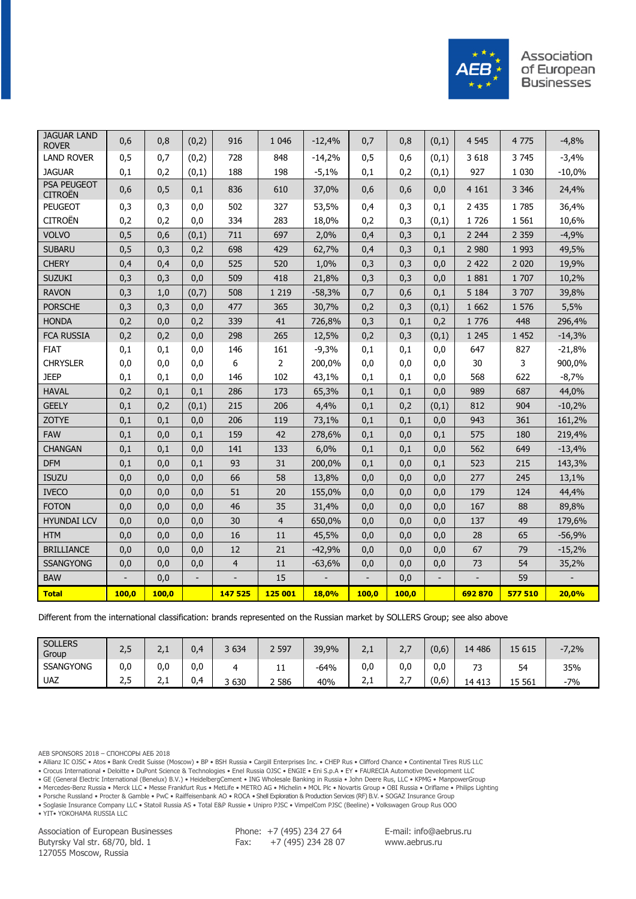| | | | | | | | | | | | | |
|---|---|---|---|---|---|---|---|---|---|---|---|---|
| JAGUAR LAND ROVER | 0,6 | 0,8 | (0,2) | 916 | 1 046 | -12,4% | 0,7 | 0,8 | (0,1) | 4 545 | 4 775 | -4,8% |
| LAND ROVER | 0,5 | 0,7 | (0,2) | 728 | 848 | -14,2% | 0,5 | 0,6 | (0,1) | 3 618 | 3 745 | -3,4% |
| JAGUAR | 0,1 | 0,2 | (0,1) | 188 | 198 | -5,1% | 0,1 | 0,2 | (0,1) | 927 | 1 030 | -10,0% |
| PSA PEUGEOT CITROËN | 0,6 | 0,5 | 0,1 | 836 | 610 | 37,0% | 0,6 | 0,6 | 0,0 | 4 161 | 3 346 | 24,4% |
| PEUGEOT | 0,3 | 0,3 | 0,0 | 502 | 327 | 53,5% | 0,4 | 0,3 | 0,1 | 2 435 | 1 785 | 36,4% |
| CITROËN | 0,2 | 0,2 | 0,0 | 334 | 283 | 18,0% | 0,2 | 0,3 | (0,1) | 1 726 | 1 561 | 10,6% |
| VOLVO | 0,5 | 0,6 | (0,1) | 711 | 697 | 2,0% | 0,4 | 0,3 | 0,1 | 2 244 | 2 359 | -4,9% |
| SUBARU | 0,5 | 0,3 | 0,2 | 698 | 429 | 62,7% | 0,4 | 0,3 | 0,1 | 2 980 | 1 993 | 49,5% |
| CHERY | 0,4 | 0,4 | 0,0 | 525 | 520 | 1,0% | 0,3 | 0,3 | 0,0 | 2 422 | 2 020 | 19,9% |
| SUZUKI | 0,3 | 0,3 | 0,0 | 509 | 418 | 21,8% | 0,3 | 0,3 | 0,0 | 1 881 | 1 707 | 10,2% |
| RAVON | 0,3 | 1,0 | (0,7) | 508 | 1 219 | -58,3% | 0,7 | 0,6 | 0,1 | 5 184 | 3 707 | 39,8% |
| PORSCHE | 0,3 | 0,3 | 0,0 | 477 | 365 | 30,7% | 0,2 | 0,3 | (0,1) | 1 662 | 1 576 | 5,5% |
| HONDA | 0,2 | 0,0 | 0,2 | 339 | 41 | 726,8% | 0,3 | 0,1 | 0,2 | 1 776 | 448 | 296,4% |
| FCA RUSSIA | 0,2 | 0,2 | 0,0 | 298 | 265 | 12,5% | 0,2 | 0,3 | (0,1) | 1 245 | 1 452 | -14,3% |
| FIAT | 0,1 | 0,1 | 0,0 | 146 | 161 | -9,3% | 0,1 | 0,1 | 0,0 | 647 | 827 | -21,8% |
| CHRYSLER | 0,0 | 0,0 | 0,0 | 6 | 2 | 200,0% | 0,0 | 0,0 | 0,0 | 30 | 3 | 900,0% |
| JEEP | 0,1 | 0,1 | 0,0 | 146 | 102 | 43,1% | 0,1 | 0,1 | 0,0 | 568 | 622 | -8,7% |
| HAVAL | 0,2 | 0,1 | 0,1 | 286 | 173 | 65,3% | 0,1 | 0,1 | 0,0 | 989 | 687 | 44,0% |
| GEELY | 0,1 | 0,2 | (0,1) | 215 | 206 | 4,4% | 0,1 | 0,2 | (0,1) | 812 | 904 | -10,2% |
| ZOTYE | 0,1 | 0,1 | 0,0 | 206 | 119 | 73,1% | 0,1 | 0,1 | 0,0 | 943 | 361 | 161,2% |
| FAW | 0,1 | 0,0 | 0,1 | 159 | 42 | 278,6% | 0,1 | 0,0 | 0,1 | 575 | 180 | 219,4% |
| CHANGAN | 0,1 | 0,1 | 0,0 | 141 | 133 | 6,0% | 0,1 | 0,1 | 0,0 | 562 | 649 | -13,4% |
| DFM | 0,1 | 0,0 | 0,1 | 93 | 31 | 200,0% | 0,1 | 0,0 | 0,1 | 523 | 215 | 143,3% |
| ISUZU | 0,0 | 0,0 | 0,0 | 66 | 58 | 13,8% | 0,0 | 0,0 | 0,0 | 277 | 245 | 13,1% |
| IVECO | 0,0 | 0,0 | 0,0 | 51 | 20 | 155,0% | 0,0 | 0,0 | 0,0 | 179 | 124 | 44,4% |
| FOTON | 0,0 | 0,0 | 0,0 | 46 | 35 | 31,4% | 0,0 | 0,0 | 0,0 | 167 | 88 | 89,8% |
| HYUNDAI LCV | 0,0 | 0,0 | 0,0 | 30 | 4 | 650,0% | 0,0 | 0,0 | 0,0 | 137 | 49 | 179,6% |
| HTM | 0,0 | 0,0 | 0,0 | 16 | 11 | 45,5% | 0,0 | 0,0 | 0,0 | 28 | 65 | -56,9% |
| BRILLIANCE | 0,0 | 0,0 | 0,0 | 12 | 21 | -42,9% | 0,0 | 0,0 | 0,0 | 67 | 79 | -15,2% |
| SSANGYONG | 0,0 | 0,0 | 0,0 | 4 | 11 | -63,6% | 0,0 | 0,0 | 0,0 | 73 | 54 | 35,2% |
| BAW | - | 0,0 | - | - | 15 | - | - | 0,0 | - | - | 59 | - |
| **Total** | **100,0** | **100,0** | | **147 525** | **125 001** | **18,0%** | **100,0** | **100,0** | | **692 870** | **577 510** | **20,0%** |

Different from the international classification: brands represented on the Russian market by SOLLERS Group; see also above

| | | | | | | | | | | | | |
|---|---|---|---|---|---|---|---|---|---|---|---|---|
| SOLLERS Group | 2,5 | 2,1 | 0,4 | 3 634 | 2 597 | 39,9% | 2,1 | 2,7 | (0,6) | 14 486 | 15 615 | -7,2% |
| SSANGYONG | 0,0 | 0,0 | 0,0 | 4 | 11 | -64% | 0,0 | 0,0 | 0,0 | 73 | 54 | 35% |
| UAZ | 2,5 | 2,1 | 0,4 | 3 630 | 2 586 | 40% | 2,1 | 2,7 | (0,6) | 14 413 | 15 561 | -7% |

AEB SPONSORS 2018 – СПОНСОРЫ АЕБ 2018

• Allianz IC OJSC • Atos • Bank Credit Suisse (Moscow) • BP • BSH Russia • Cargill Enterprises Inc. • CHEP Rus • Clifford Chance • Continental Tires RUS LLC
• Crocus International • Deloitte • DuPont Science & Technologies • Enel Russia OJSC • ENGIE • Eni S.p.A • EY • FAURECIA Automotive Development LLC
• GE (General Electric International (Benelux) B.V.) • HeidelbergCement • ING Wholesale Banking in Russia • John Deere Rus, LLC • KPMG • ManpowerGroup
• Mercedes-Benz Russia • Merck LLC • Messe Frankfurt Rus • MetLife • METRO AG • Michelin • MOL Plc • Novartis Group • OBI Russia • Oriflame • Philips Lighting
• Porsche Russland • Procter & Gamble • PwC • Raiffeisenbank AO • ROCA • Shell Exploration & Production Services (RF) B.V. • SOGAZ Insurance Group
• Soglasie Insurance Company LLC • Statoil Russia AS • Total E&P Russie • Unipro PJSC • VimpelCom PJSC (Beeline) • Volkswagen Group Rus OOO
• YIT• YOKOHAMA RUSSIA LLC

Association of European Businesses
Butyrsky Val str. 68/70, bld. 1
127055 Moscow, Russia

Phone: +7 (495) 234 27 64
Fax: +7 (495) 234 28 07

E-mail: info@aebrus.ru
www.aebrus.ru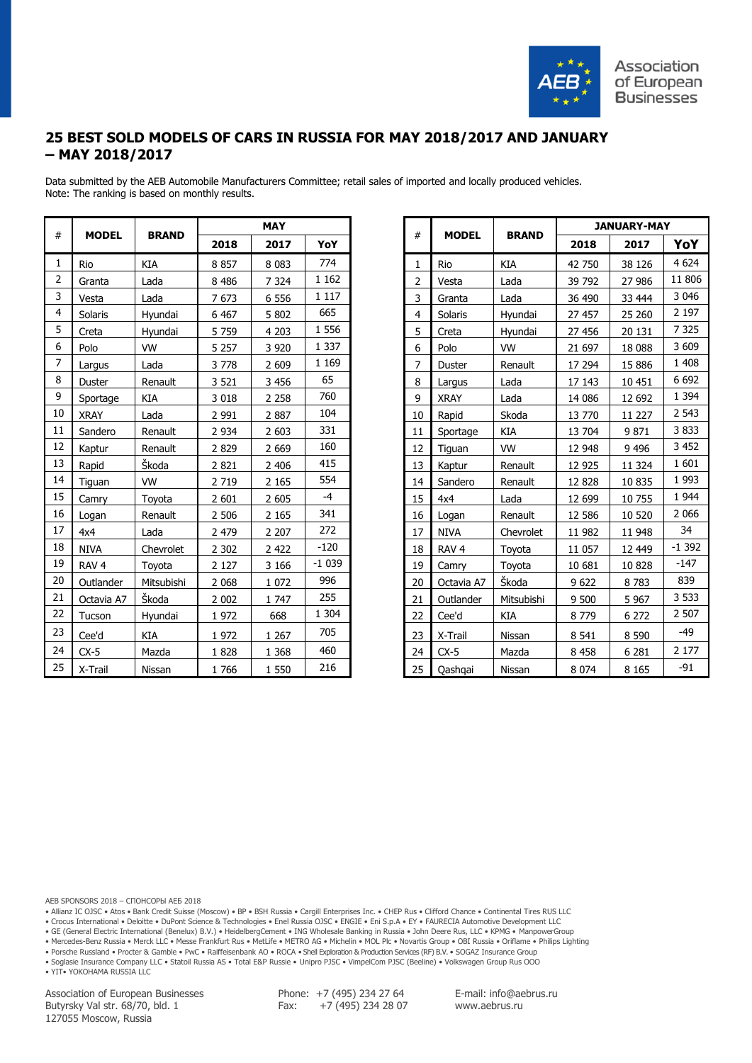# 25 BEST SOLD MODELS OF CARS IN RUSSIA FOR MAY 2018/2017 AND JANUARY – MAY 2018/2017

Data submitted by the AEB Automobile Manufacturers Committee; retail sales of imported and locally produced vehicles.
Note: The ranking is based on monthly results.

| # | MODEL | BRAND | MAY | | |
|---|---|---|---|---|---|
| | | | 2018 | 2017 | YoY |
| 1 | Rio | KIA | 8 857 | 8 083 | 774 |
| 2 | Granta | Lada | 8 486 | 7 324 | 1 162 |
| 3 | Vesta | Lada | 7 673 | 6 556 | 1 117 |
| 4 | Solaris | Hyundai | 6 467 | 5 802 | 665 |
| 5 | Creta | Hyundai | 5 759 | 4 203 | 1 556 |
| 6 | Polo | VW | 5 257 | 3 920 | 1 337 |
| 7 | Largus | Lada | 3 778 | 2 609 | 1 169 |
| 8 | Duster | Renault | 3 521 | 3 456 | 65 |
| 9 | Sportage | KIA | 3 018 | 2 258 | 760 |
| 10 | XRAY | Lada | 2 991 | 2 887 | 104 |
| 11 | Sandero | Renault | 2 934 | 2 603 | 331 |
| 12 | Kaptur | Renault | 2 829 | 2 669 | 160 |
| 13 | Rapid | Škoda | 2 821 | 2 406 | 415 |
| 14 | Tiguan | VW | 2 719 | 2 165 | 554 |
| 15 | Camry | Toyota | 2 601 | 2 605 | -4 |
| 16 | Logan | Renault | 2 506 | 2 165 | 341 |
| 17 | 4x4 | Lada | 2 479 | 2 207 | 272 |
| 18 | NIVA | Chevrolet | 2 302 | 2 422 | -120 |
| 19 | RAV 4 | Toyota | 2 127 | 3 166 | -1 039 |
| 20 | Outlander | Mitsubishi | 2 068 | 1 072 | 996 |
| 21 | Octavia A7 | Škoda | 2 002 | 1 747 | 255 |
| 22 | Tucson | Hyundai | 1 972 | 668 | 1 304 |
| 23 | Cee'd | KIA | 1 972 | 1 267 | 705 |
| 24 | CX-5 | Mazda | 1 828 | 1 368 | 460 |
| 25 | X-Trail | Nissan | 1 766 | 1 550 | 216 |

| # | MODEL | BRAND | JANUARY-MAY | | |
|---|---|---|---|---|---|
| | | | 2018 | 2017 | YoY |
| 1 | Rio | KIA | 42 750 | 38 126 | 4 624 |
| 2 | Vesta | Lada | 39 792 | 27 986 | 11 806 |
| 3 | Granta | Lada | 36 490 | 33 444 | 3 046 |
| 4 | Solaris | Hyundai | 27 457 | 25 260 | 2 197 |
| 5 | Creta | Hyundai | 27 456 | 20 131 | 7 325 |
| 6 | Polo | VW | 21 697 | 18 088 | 3 609 |
| 7 | Duster | Renault | 17 294 | 15 886 | 1 408 |
| 8 | Largus | Lada | 17 143 | 10 451 | 6 692 |
| 9 | XRAY | Lada | 14 086 | 12 692 | 1 394 |
| 10 | Rapid | Skoda | 13 770 | 11 227 | 2 543 |
| 11 | Sportage | KIA | 13 704 | 9 871 | 3 833 |
| 12 | Tiguan | VW | 12 948 | 9 496 | 3 452 |
| 13 | Kaptur | Renault | 12 925 | 11 324 | 1 601 |
| 14 | Sandero | Renault | 12 828 | 10 835 | 1 993 |
| 15 | 4x4 | Lada | 12 699 | 10 755 | 1 944 |
| 16 | Logan | Renault | 12 586 | 10 520 | 2 066 |
| 17 | NIVA | Chevrolet | 11 982 | 11 948 | 34 |
| 18 | RAV 4 | Toyota | 11 057 | 12 449 | -1 392 |
| 19 | Camry | Toyota | 10 681 | 10 828 | -147 |
| 20 | Octavia A7 | Škoda | 9 622 | 8 783 | 839 |
| 21 | Outlander | Mitsubishi | 9 500 | 5 967 | 3 533 |
| 22 | Cee'd | KIA | 8 779 | 6 272 | 2 507 |
| 23 | X-Trail | Nissan | 8 541 | 8 590 | -49 |
| 24 | CX-5 | Mazda | 8 458 | 6 281 | 2 177 |
| 25 | Qashqai | Nissan | 8 074 | 8 165 | -91 |

AEB SPONSORS 2018 – СПОНСОРЫ АЕБ 2018

• Allianz IC OJSC • Atos • Bank Credit Suisse (Moscow) • BP • BSH Russia • Cargill Enterprises Inc. • CHEP Rus • Clifford Chance • Continental Tires RUS LLC
• Crocus International • Deloitte • DuPont Science & Technologies • Enel Russia OJSC • ENGIE • Eni S.p.A • EY • FAURECIA Automotive Development LLC
• GE (General Electric International (Benelux) B.V.) • HeidelbergCement • ING Wholesale Banking in Russia • John Deere Rus, LLC • KPMG • ManpowerGroup
• Mercedes-Benz Russia • Merck LLC • Messe Frankfurt Rus • MetLife • METRO AG • Michelin • MOL Plc • Novartis Group • OBI Russia • Oriflame • Philips Lighting
• Porsche Russland • Procter & Gamble • PwC • Raiffeisenbank AO • ROCA • Shell Exploration & Production Services (RF) B.V. • SOGAZ Insurance Group
• Soglasie Insurance Company LLC • Statoil Russia AS • Total E&P Russie • Unipro PJSC • VimpelCom PJSC (Beeline) • Volkswagen Group Rus OOO
• YIT• YOKOHAMA RUSSIA LLC

Association of European Businesses
Butyrsky Val str. 68/70, bld. 1
127055 Moscow, Russia

Phone: +7 (495) 234 27 64
Fax: +7 (495) 234 28 07

E-mail: info@aebrus.ru
www.aebrus.ru